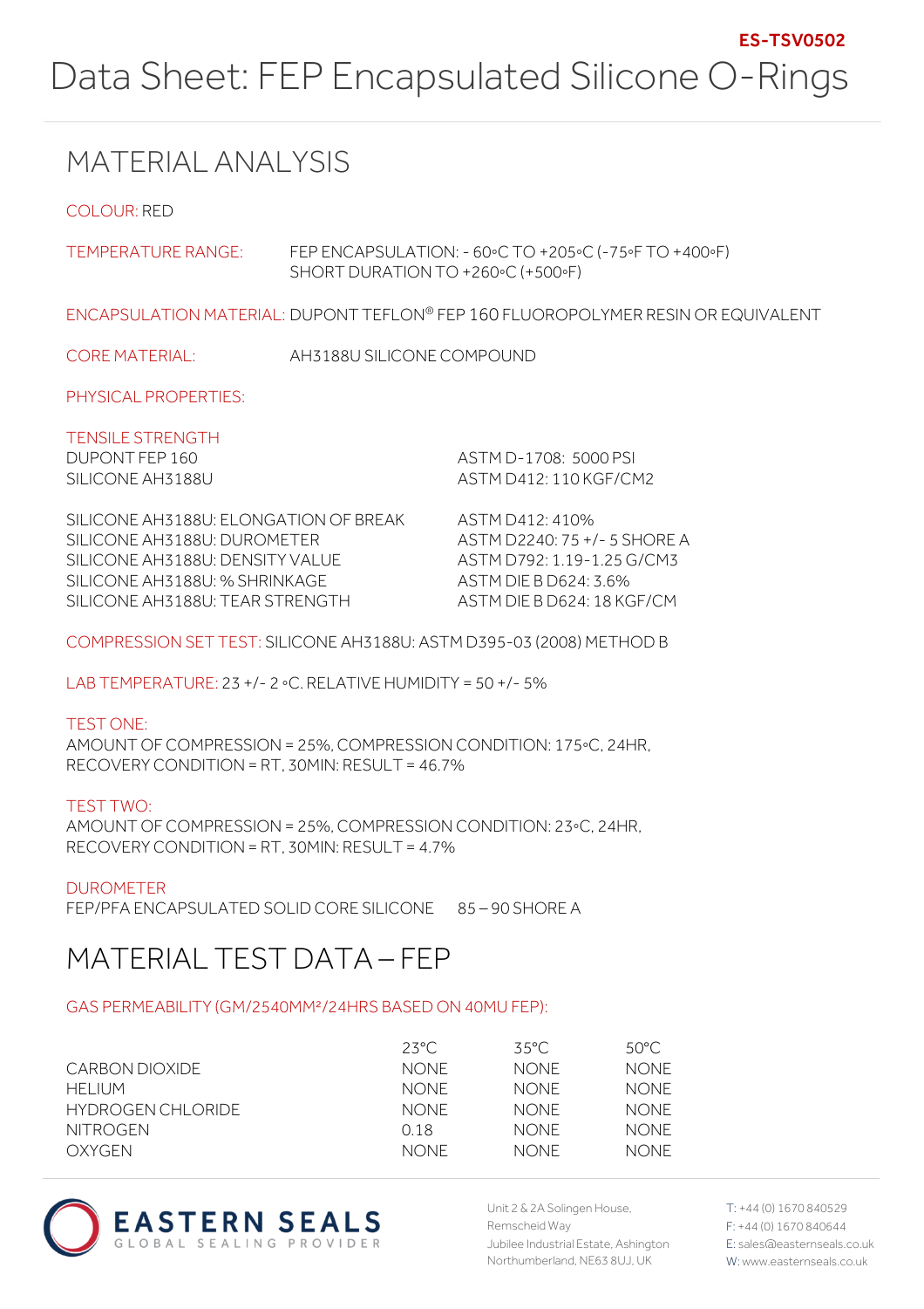ES-TSV0502

# Data Sheet: FEP Encapsulated Silicone O-Rings

## MATERIAL ANALYSIS

COLOUR: RED

TEMPERATURE RANGE: FEP ENCAPSULATION: - 60°C TO +205°C (-75°F TO +400°F)
SHORT DURATION TO +260°C (+500°F)

ENCAPSULATION MATERIAL: DUPONT TEFLON® FEP 160 FLUOROPOLYMER RESIN OR EQUIVALENT

CORE MATERIAL: AH3188U SILICONE COMPOUND

PHYSICAL PROPERTIES:

TENSILE STRENGTH

| | |
|---|---|
| DUPONT FEP 160 | ASTM D-1708: 5000 PSI |
| SILICONE AH3188U | ASTM D412: 110 KGF/CM2 |

| | |
|---|---|
| SILICONE AH3188U: ELONGATION OF BREAK | ASTM D412: 410% |
| SILICONE AH3188U: DUROMETER | ASTM D2240: 75 +/- 5 SHORE A |
| SILICONE AH3188U: DENSITY VALUE | ASTM D792: 1.19-1.25 G/CM3 |
| SILICONE AH3188U: % SHRINKAGE | ASTM DIE B D624: 3.6% |
| SILICONE AH3188U: TEAR STRENGTH | ASTM DIE B D624: 18 KGF/CM |

COMPRESSION SET TEST: SILICONE AH3188U: ASTM D395-03 (2008) METHOD B

LAB TEMPERATURE: 23 +/- 2 °C. RELATIVE HUMIDITY = 50 +/- 5%

TEST ONE:
AMOUNT OF COMPRESSION = 25%, COMPRESSION CONDITION: 175°C, 24HR,
RECOVERY CONDITION = RT, 30MIN: RESULT = 46.7%

TEST TWO:
AMOUNT OF COMPRESSION = 25%, COMPRESSION CONDITION: 23°C, 24HR,
RECOVERY CONDITION = RT, 30MIN: RESULT = 4.7%

DUROMETER
FEP/PFA ENCAPSULATED SOLID CORE SILICONE 85 – 90 SHORE A

## MATERIAL TEST DATA – FEP

GAS PERMEABILITY (GM/2540MM²/24HRS BASED ON 40MU FEP):

| | 23°C | 35°C | 50°C |
|---|---|---|---|
| CARBON DIOXIDE | NONE | NONE | NONE |
| HELIUM | NONE | NONE | NONE |
| HYDROGEN CHLORIDE | NONE | NONE | NONE |
| NITROGEN | 0.18 | NONE | NONE |
| OXYGEN | NONE | NONE | NONE |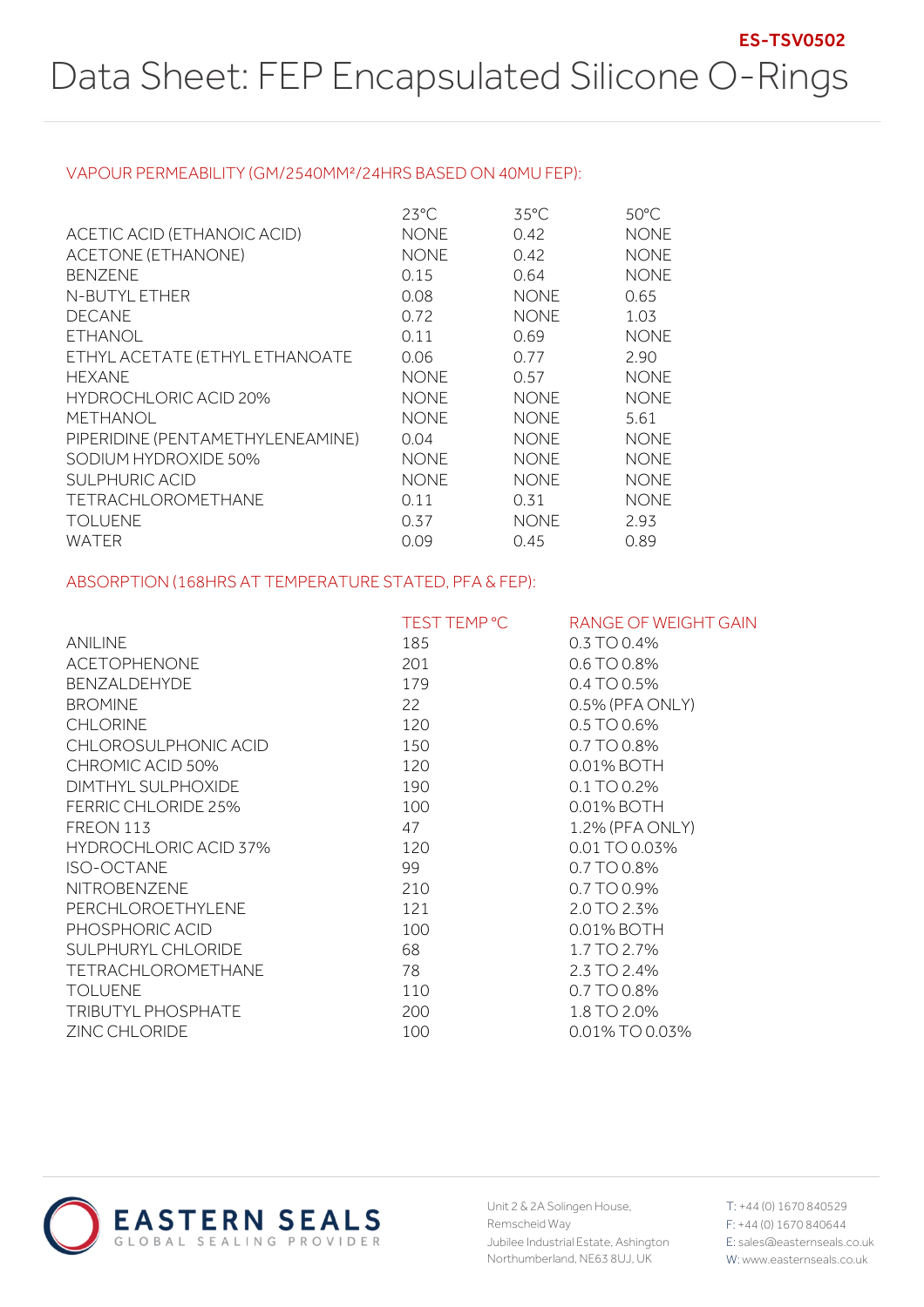ES-TSV0502

# Data Sheet: FEP Encapsulated Silicone O-Rings

## VAPOUR PERMEABILITY (GM/2540MM²/24HRS BASED ON 40MU FEP):

| | 23°C | 35°C | 50°C |
|---|---|---|---|
| ACETIC ACID (ETHANOIC ACID) | NONE | 0.42 | NONE |
| ACETONE (ETHANONE) | NONE | 0.42 | NONE |
| BENZENE | 0.15 | 0.64 | NONE |
| N-BUTYL ETHER | 0.08 | NONE | 0.65 |
| DECANE | 0.72 | NONE | 1.03 |
| ETHANOL | 0.11 | 0.69 | NONE |
| ETHYL ACETATE (ETHYL ETHANOATE | 0.06 | 0.77 | 2.90 |
| HEXANE | NONE | 0.57 | NONE |
| HYDROCHLORIC ACID 20% | NONE | NONE | NONE |
| METHANOL | NONE | NONE | 5.61 |
| PIPERIDINE (PENTAMETHYLENEAMINE) | 0.04 | NONE | NONE |
| SODIUM HYDROXIDE 50% | NONE | NONE | NONE |
| SULPHURIC ACID | NONE | NONE | NONE |
| TETRACHLOROMETHANE | 0.11 | 0.31 | NONE |
| TOLUENE | 0.37 | NONE | 2.93 |
| WATER | 0.09 | 0.45 | 0.89 |

## ABSORPTION (168HRS AT TEMPERATURE STATED, PFA & FEP):

| | TEST TEMP °C | RANGE OF WEIGHT GAIN |
|---|---|---|
| ANILINE | 185 | 0.3 TO 0.4% |
| ACETOPHENONE | 201 | 0.6 TO 0.8% |
| BENZALDEHYDE | 179 | 0.4 TO 0.5% |
| BROMINE | 22 | 0.5% (PFA ONLY) |
| CHLORINE | 120 | 0.5 TO 0.6% |
| CHLOROSULPHONIC ACID | 150 | 0.7 TO 0.8% |
| CHROMIC ACID 50% | 120 | 0.01% BOTH |
| DIMTHYL SULPHOXIDE | 190 | 0.1 TO 0.2% |
| FERRIC CHLORIDE 25% | 100 | 0.01% BOTH |
| FREON 113 | 47 | 1.2% (PFA ONLY) |
| HYDROCHLORIC ACID 37% | 120 | 0.01 TO 0.03% |
| ISO-OCTANE | 99 | 0.7 TO 0.8% |
| NITROBENZENE | 210 | 0.7 TO 0.9% |
| PERCHLOROETHYLENE | 121 | 2.0 TO 2.3% |
| PHOSPHORIC ACID | 100 | 0.01% BOTH |
| SULPHURYL CHLORIDE | 68 | 1.7 TO 2.7% |
| TETRACHLOROMETHANE | 78 | 2.3 TO 2.4% |
| TOLUENE | 110 | 0.7 TO 0.8% |
| TRIBUTYL PHOSPHATE | 200 | 1.8 TO 2.0% |
| ZINC CHLORIDE | 100 | 0.01% TO 0.03% |

EASTERN SEALS
GLOBAL SEALING PROVIDER

Unit 2 & 2A Solingen House, Remscheid Way
Jubilee Industrial Estate, Ashington
Northumberland, NE63 8UJ, UK

T: +44 (0) 1670 840529
F: +44 (0) 1670 840644
E: sales@easternseals.co.uk
W: www.easternseals.co.uk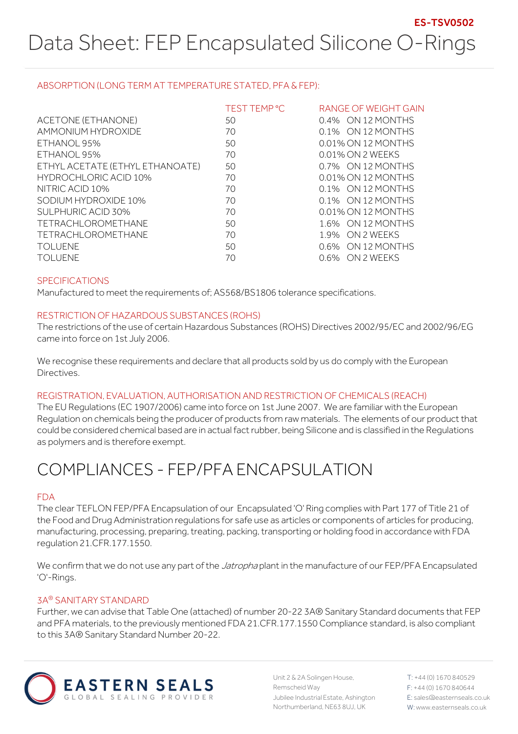ES-TSV0502

# Data Sheet: FEP Encapsulated Silicone O-Rings

## ABSORPTION (LONG TERM AT TEMPERATURE STATED, PFA & FEP):

| | TEST TEMP °C | RANGE OF WEIGHT GAIN |
|---|---|---|
| ACETONE (ETHANONE) | 50 | 0.4% ON 12 MONTHS |
| AMMONIUM HYDROXIDE | 70 | 0.1% ON 12 MONTHS |
| ETHANOL 95% | 50 | 0.01% ON 12 MONTHS |
| ETHANOL 95% | 70 | 0.01% ON 2 WEEKS |
| ETHYL ACETATE (ETHYL ETHANOATE) | 50 | 0.7% ON 12 MONTHS |
| HYDROCHLORIC ACID 10% | 70 | 0.01% ON 12 MONTHS |
| NITRIC ACID 10% | 70 | 0.1% ON 12 MONTHS |
| SODIUM HYDROXIDE 10% | 70 | 0.1% ON 12 MONTHS |
| SULPHURIC ACID 30% | 70 | 0.01% ON 12 MONTHS |
| TETRACHLOROMETHANE | 50 | 1.6% ON 12 MONTHS |
| TETRACHLOROMETHANE | 70 | 1.9% ON 2 WEEKS |
| TOLUENE | 50 | 0.6% ON 12 MONTHS |
| TOLUENE | 70 | 0.6% ON 2 WEEKS |

## SPECIFICATIONS

Manufactured to meet the requirements of; AS568/BS1806 tolerance specifications.

## RESTRICTION OF HAZARDOUS SUBSTANCES (ROHS)

The restrictions of the use of certain Hazardous Substances (ROHS) Directives 2002/95/EC and 2002/96/EG came into force on 1st July 2006.

We recognise these requirements and declare that all products sold by us do comply with the European Directives.

## REGISTRATION, EVALUATION, AUTHORISATION AND RESTRICTION OF CHEMICALS (REACH)

The EU Regulations (EC 1907/2006) came into force on 1st June 2007. We are familiar with the European Regulation on chemicals being the producer of products from raw materials. The elements of our product that could be considered chemical based are in actual fact rubber, being Silicone and is classified in the Regulations as polymers and is therefore exempt.

# COMPLIANCES - FEP/PFA ENCAPSULATION

## FDA

The clear TEFLON FEP/PFA Encapsulation of our Encapsulated 'O' Ring complies with Part 177 of Title 21 of the Food and Drug Administration regulations for safe use as articles or components of articles for producing, manufacturing, processing, preparing, treating, packing, transporting or holding food in accordance with FDA regulation 21.CFR.177.1550.

We confirm that we do not use any part of the *Jatropha* plant in the manufacture of our FEP/PFA Encapsulated 'O'-Rings.

## 3A® SANITARY STANDARD

Further, we can advise that Table One (attached) of number 20-22 3A® Sanitary Standard documents that FEP and PFA materials, to the previously mentioned FDA 21.CFR.177.1550 Compliance standard, is also compliant to this 3A® Sanitary Standard Number 20-22.

EASTERN SEALS
GLOBAL SEALING PROVIDER

Unit 2 & 2A Solingen House, Remscheid Way, Jubilee Industrial Estate, Ashington, Northumberland, NE63 8UJ, UK

T: +44 (0) 1670 840529
F: +44 (0) 1670 840644
E: sales@easternseals.co.uk
W: www.easternseals.co.uk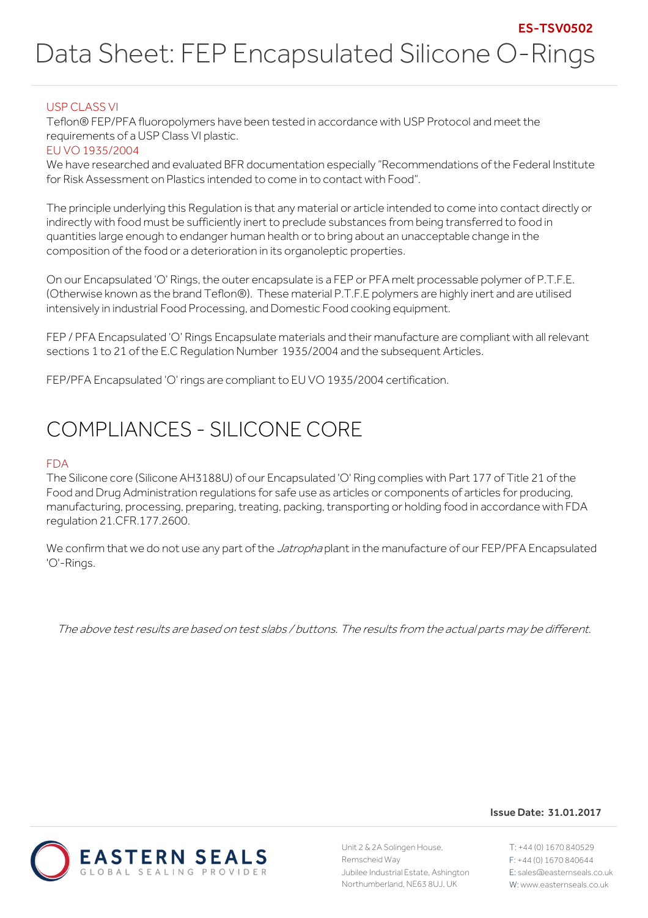### USP CLASS VI

Teflon® FEP/PFA fluoropolymers have been tested in accordance with USP Protocol and meet the requirements of a USP Class VI plastic.

### EU VO 1935/2004

We have researched and evaluated BFR documentation especially "Recommendations of the Federal Institute for Risk Assessment on Plastics intended to come in to contact with Food".

The principle underlying this Regulation is that any material or article intended to come into contact directly or indirectly with food must be sufficiently inert to preclude substances from being transferred to food in quantities large enough to endanger human health or to bring about an unacceptable change in the composition of the food or a deterioration in its organoleptic properties.

On our Encapsulated 'O' Rings, the outer encapsulate is a FEP or PFA melt processable polymer of P.T.F.E. (Otherwise known as the brand Teflon®). These material P.T.F.E polymers are highly inert and are utilised intensively in industrial Food Processing, and Domestic Food cooking equipment.

FEP / PFA Encapsulated 'O' Rings Encapsulate materials and their manufacture are compliant with all relevant sections 1 to 21 of the E.C Regulation Number 1935/2004 and the subsequent Articles.

FEP/PFA Encapsulated 'O' rings are compliant to EU VO 1935/2004 certification.

## COMPLIANCES - SILICONE CORE

### FDA

The Silicone core (Silicone AH3188U) of our Encapsulated 'O' Ring complies with Part 177 of Title 21 of the Food and Drug Administration regulations for safe use as articles or components of articles for producing, manufacturing, processing, preparing, treating, packing, transporting or holding food in accordance with FDA regulation 21.CFR.177.2600.

We confirm that we do not use any part of the *Jatropha* plant in the manufacture of our FEP/PFA Encapsulated 'O'-Rings.

*The above test results are based on test slabs / buttons. The results from the actual parts may be different.*

**Issue Date: 31.01.2017**